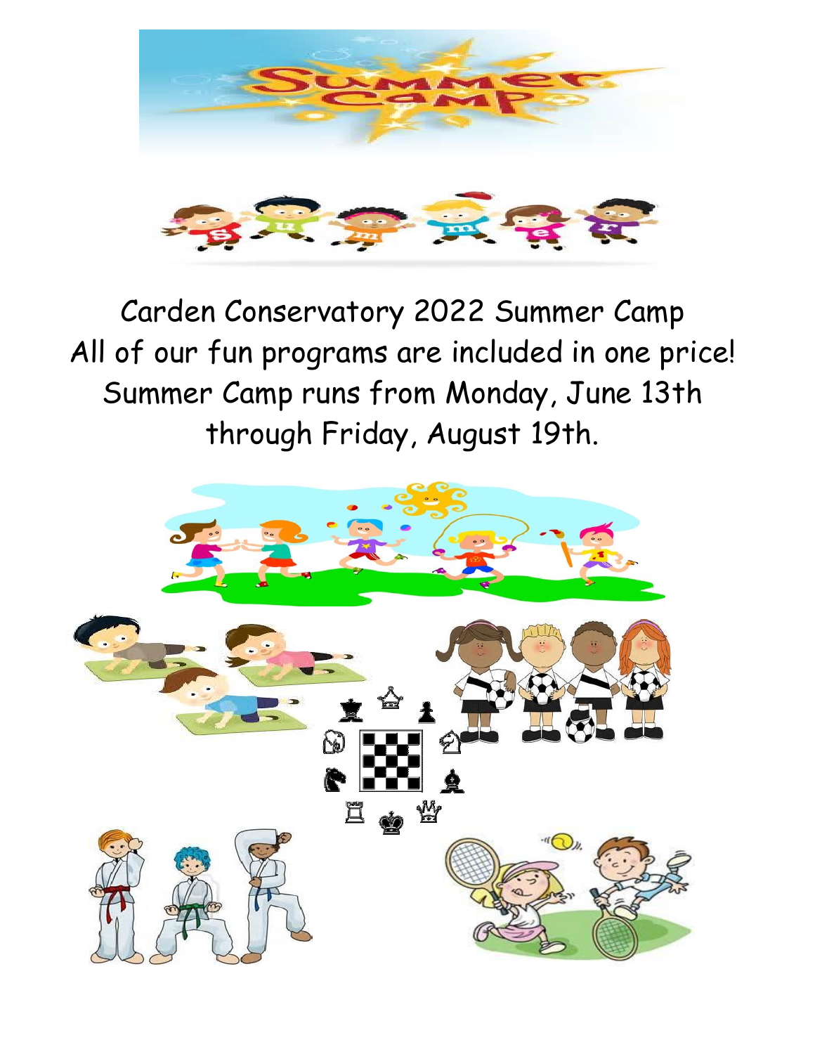Carden Conservatory 2022 Summer Camp

All of our fun programs are included in one price!

Summer Camp runs from Monday, June 13th through Friday, August 19th.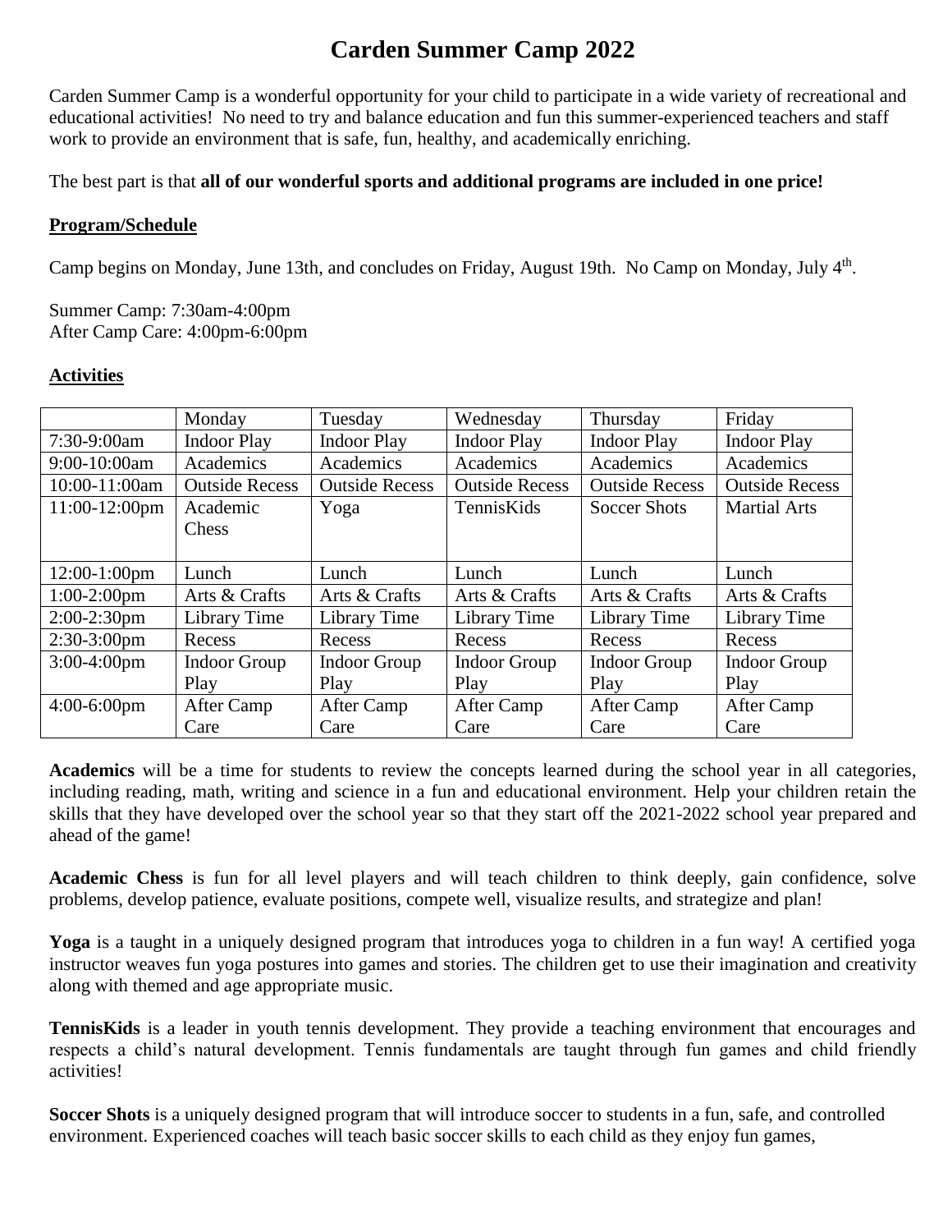# Carden Summer Camp 2022

Carden Summer Camp is a wonderful opportunity for your child to participate in a wide variety of recreational and educational activities! No need to try and balance education and fun this summer-experienced teachers and staff work to provide an environment that is safe, fun, healthy, and academically enriching.

The best part is that **all of our wonderful sports and additional programs are included in one price!**

## Program/Schedule

Camp begins on Monday, June 13th, and concludes on Friday, August 19th. No Camp on Monday, July 4th.

Summer Camp: 7:30am-4:00pm
After Camp Care: 4:00pm-6:00pm

## Activities

| | Monday | Tuesday | Wednesday | Thursday | Friday |
|---|---|---|---|---|---|
| 7:30-9:00am | Indoor Play | Indoor Play | Indoor Play | Indoor Play | Indoor Play |
| 9:00-10:00am | Academics | Academics | Academics | Academics | Academics |
| 10:00-11:00am | Outside Recess | Outside Recess | Outside Recess | Outside Recess | Outside Recess |
| 11:00-12:00pm | Academic Chess | Yoga | TennisKids | Soccer Shots | Martial Arts |
| 12:00-1:00pm | Lunch | Lunch | Lunch | Lunch | Lunch |
| 1:00-2:00pm | Arts & Crafts | Arts & Crafts | Arts & Crafts | Arts & Crafts | Arts & Crafts |
| 2:00-2:30pm | Library Time | Library Time | Library Time | Library Time | Library Time |
| 2:30-3:00pm | Recess | Recess | Recess | Recess | Recess |
| 3:00-4:00pm | Indoor Group Play | Indoor Group Play | Indoor Group Play | Indoor Group Play | Indoor Group Play |
| 4:00-6:00pm | After Camp Care | After Camp Care | After Camp Care | After Camp Care | After Camp Care |

**Academics** will be a time for students to review the concepts learned during the school year in all categories, including reading, math, writing and science in a fun and educational environment. Help your children retain the skills that they have developed over the school year so that they start off the 2021-2022 school year prepared and ahead of the game!

**Academic Chess** is fun for all level players and will teach children to think deeply, gain confidence, solve problems, develop patience, evaluate positions, compete well, visualize results, and strategize and plan!

**Yoga** is a taught in a uniquely designed program that introduces yoga to children in a fun way! A certified yoga instructor weaves fun yoga postures into games and stories. The children get to use their imagination and creativity along with themed and age appropriate music.

**TennisKids** is a leader in youth tennis development. They provide a teaching environment that encourages and respects a child's natural development. Tennis fundamentals are taught through fun games and child friendly activities!

**Soccer Shots** is a uniquely designed program that will introduce soccer to students in a fun, safe, and controlled environment. Experienced coaches will teach basic soccer skills to each child as they enjoy fun games,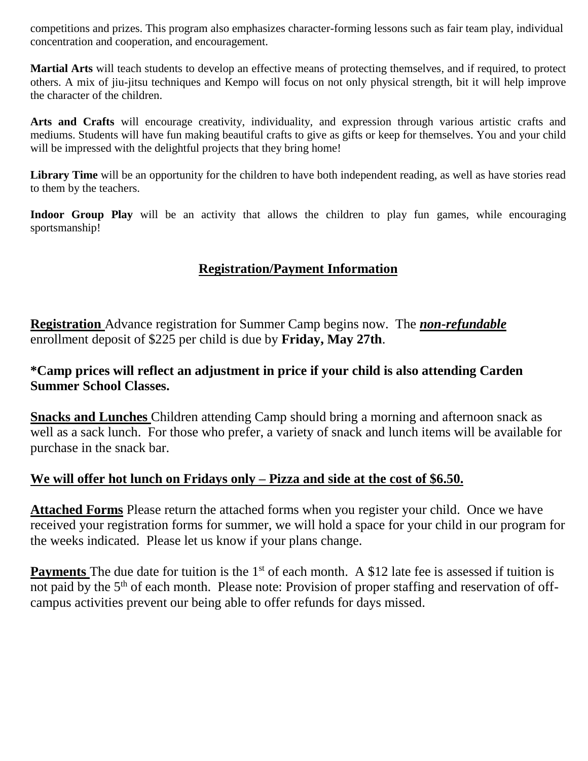competitions and prizes. This program also emphasizes character-forming lessons such as fair team play, individual concentration and cooperation, and encouragement.

**Martial Arts** will teach students to develop an effective means of protecting themselves, and if required, to protect others. A mix of jiu-jitsu techniques and Kempo will focus on not only physical strength, bit it will help improve the character of the children.

**Arts and Crafts** will encourage creativity, individuality, and expression through various artistic crafts and mediums. Students will have fun making beautiful crafts to give as gifts or keep for themselves. You and your child will be impressed with the delightful projects that they bring home!

**Library Time** will be an opportunity for the children to have both independent reading, as well as have stories read to them by the teachers.

**Indoor Group Play** will be an activity that allows the children to play fun games, while encouraging sportsmanship!

## Registration/Payment Information

**Registration** Advance registration for Summer Camp begins now. The ***non-refundable*** enrollment deposit of $225 per child is due by **Friday, May 27th**.

**\*Camp prices will reflect an adjustment in price if your child is also attending Carden Summer School Classes.**

**Snacks and Lunches** Children attending Camp should bring a morning and afternoon snack as well as a sack lunch. For those who prefer, a variety of snack and lunch items will be available for purchase in the snack bar.

**We will offer hot lunch on Fridays only – Pizza and side at the cost of $6.50.**

**Attached Forms** Please return the attached forms when you register your child. Once we have received your registration forms for summer, we will hold a space for your child in our program for the weeks indicated. Please let us know if your plans change.

**Payments** The due date for tuition is the 1st of each month. A $12 late fee is assessed if tuition is not paid by the 5th of each month. Please note: Provision of proper staffing and reservation of off-campus activities prevent our being able to offer refunds for days missed.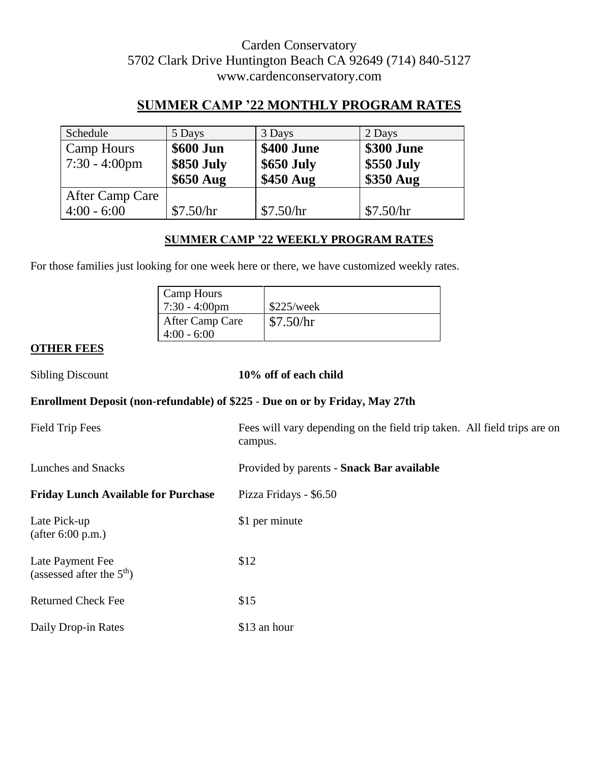Carden Conservatory
5702 Clark Drive Huntington Beach CA 92649 (714) 840-5127
www.cardenconservatory.com

## SUMMER CAMP '22 MONTHLY PROGRAM RATES

| Schedule | 5 Days | 3 Days | 2 Days |
|---|---|---|---|
| Camp Hours 7:30 - 4:00pm | **\$600 Jun**<br>**\$850 July**<br>**\$650 Aug** | **\$400 June**<br>**\$650 July**<br>**\$450 Aug** | **\$300 June**<br>**\$550 July**<br>**\$350 Aug** |
| After Camp Care 4:00 - 6:00 | \$7.50/hr | \$7.50/hr | \$7.50/hr |

### SUMMER CAMP '22 WEEKLY PROGRAM RATES

For those families just looking for one week here or there, we have customized weekly rates.

| | |
|---|---|
| Camp Hours 7:30 - 4:00pm | \$225/week |
| After Camp Care 4:00 - 6:00 | \$7.50/hr |

**OTHER FEES**

Sibling Discount **10% off of each child**

**Enrollment Deposit (non-refundable) of \$225 - Due on or by Friday, May 27th**

Field Trip Fees: Fees will vary depending on the field trip taken. All field trips are on campus.

Lunches and Snacks: Provided by parents - **Snack Bar available**

**Friday Lunch Available for Purchase**: Pizza Fridays - \$6.50

Late Pick-up (after 6:00 p.m.): \$1 per minute

Late Payment Fee (assessed after the 5th): \$12

Returned Check Fee: \$15

Daily Drop-in Rates: \$13 an hour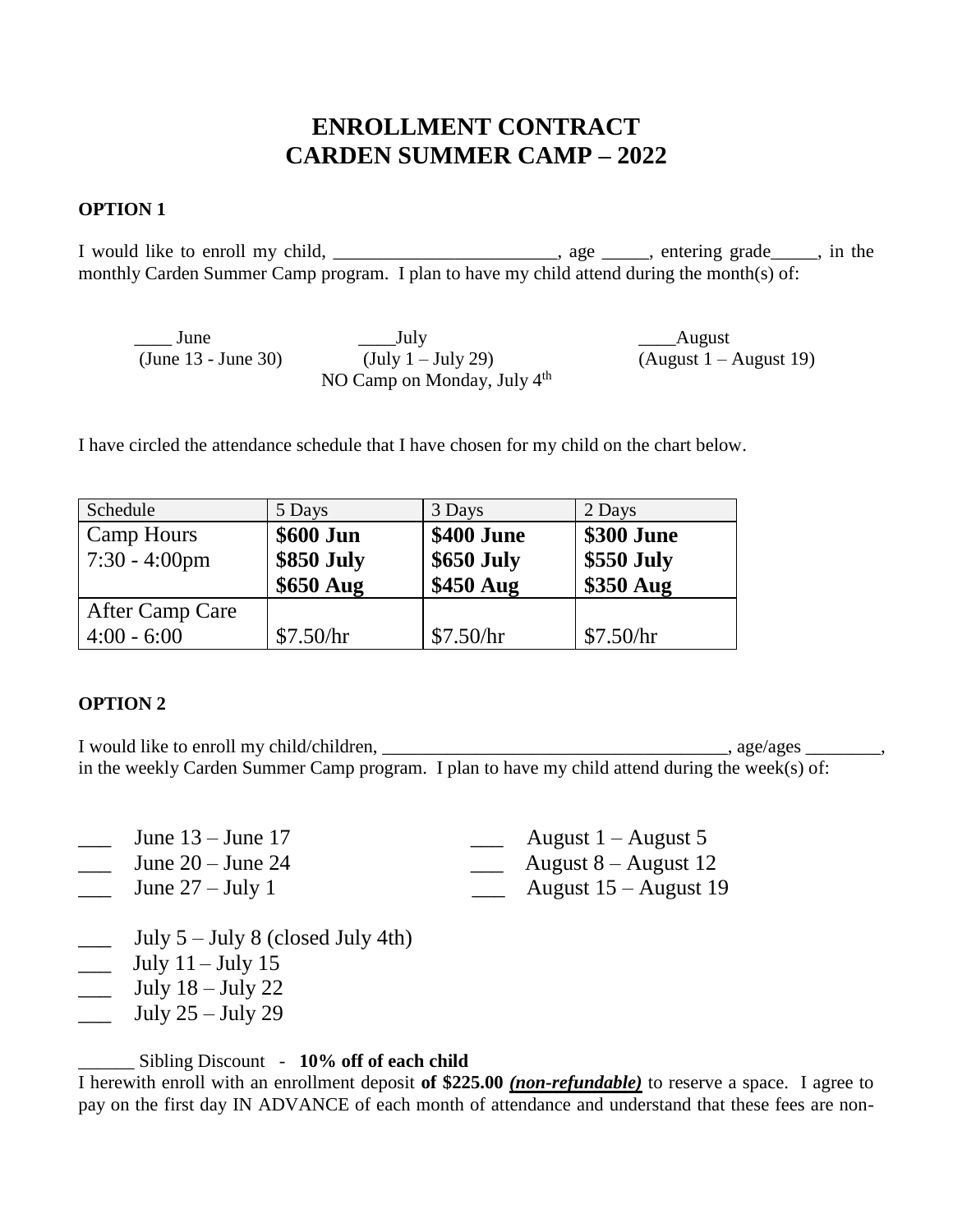# ENROLLMENT CONTRACT
# CARDEN SUMMER CAMP – 2022

**OPTION 1**

I would like to enroll my child, ________________________, age _____, entering grade_____, in the monthly Carden Summer Camp program. I plan to have my child attend during the month(s) of:

____ June (June 13 - June 30)

____July (July 1 – July 29)
NO Camp on Monday, July 4th

____August (August 1 – August 19)

I have circled the attendance schedule that I have chosen for my child on the chart below.

| Schedule | 5 Days | 3 Days | 2 Days |
|---|---|---|---|
| Camp Hours 7:30 - 4:00pm | **\$600 Jun** **\$850 July** **\$650 Aug** | **\$400 June** **\$650 July** **\$450 Aug** | **\$300 June** **\$550 July** **\$350 Aug** |
| After Camp Care 4:00 - 6:00 | \$7.50/hr | \$7.50/hr | \$7.50/hr |

**OPTION 2**

I would like to enroll my child/children, ______________________________________, age/ages ________, in the weekly Carden Summer Camp program. I plan to have my child attend during the week(s) of:

___ June 13 – June 17
___ June 20 – June 24
___ June 27 – July 1

___ July 5 – July 8 (closed July 4th)
___ July 11 – July 15
___ July 18 – July 22
___ July 25 – July 29

___ August 1 – August 5
___ August 8 – August 12
___ August 15 – August 19

______ Sibling Discount - **10% off of each child**

I herewith enroll with an enrollment deposit **of \$225.00** ***(non-refundable)*** to reserve a space. I agree to pay on the first day IN ADVANCE of each month of attendance and understand that these fees are non-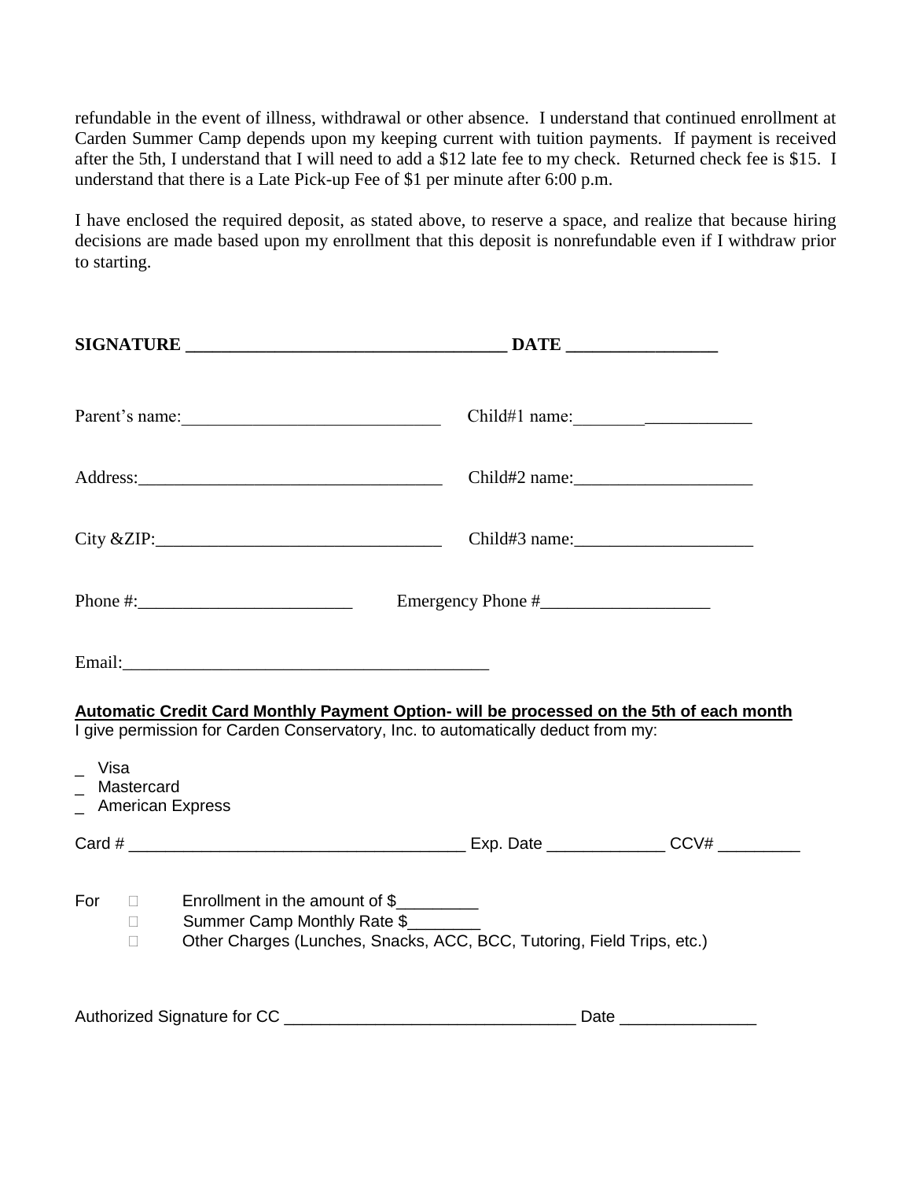refundable in the event of illness, withdrawal or other absence. I understand that continued enrollment at Carden Summer Camp depends upon my keeping current with tuition payments. If payment is received after the 5th, I understand that I will need to add a $12 late fee to my check. Returned check fee is $15. I understand that there is a Late Pick-up Fee of $1 per minute after 6:00 p.m.

I have enclosed the required deposit, as stated above, to reserve a space, and realize that because hiring decisions are made based upon my enrollment that this deposit is nonrefundable even if I withdraw prior to starting.

**SIGNATURE ___________________________________ DATE _________________**

Parent's name:_____________________________ Child#1 name:____________________

Address:__________________________________ Child#2 name:____________________

City &ZIP:________________________________ Child#3 name:____________________

Phone #:________________________ Emergency Phone #___________________

Email:________________________________________

**Automatic Credit Card Monthly Payment Option- will be processed on the 5th of each month**

I give permission for Carden Conservatory, Inc. to automatically deduct from my:

_ Visa
_ Mastercard
_ American Express

Card # ____________________________________ Exp. Date _____________ CCV# _________

For
- ☐ Enrollment in the amount of $_________
- ☐ Summer Camp Monthly Rate $________
- ☐ Other Charges (Lunches, Snacks, ACC, BCC, Tutoring, Field Trips, etc.)

Authorized Signature for CC ________________________________ Date _______________